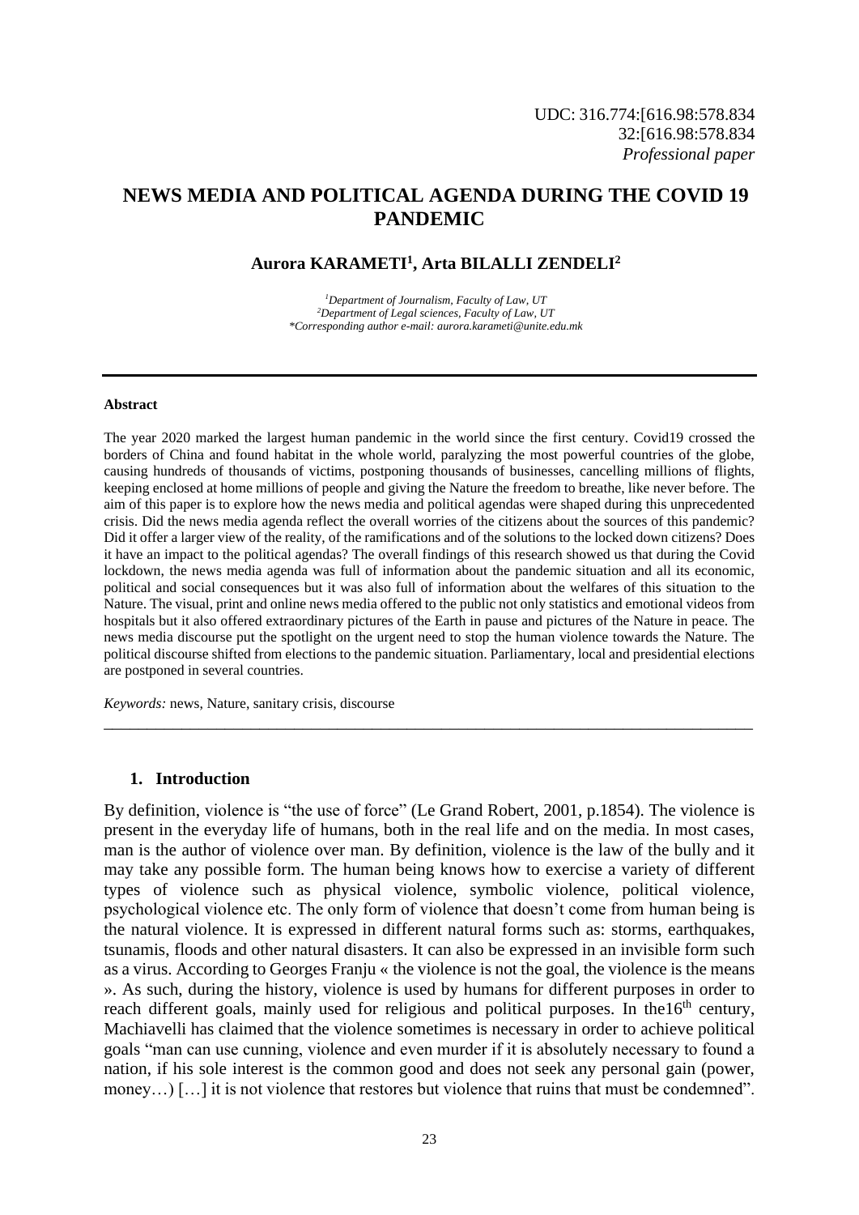UDC: 316.774:[616.98:578.834
32:[616.98:578.834
*Professional paper*

# NEWS MEDIA AND POLITICAL AGENDA DURING THE COVID 19 PANDEMIC

**Aurora KARAMETI[1], Arta BILALLI ZENDELI[2]**

*[1]Department of Journalism, Faculty of Law, UT*
*[2]Department of Legal sciences, Faculty of Law, UT*
*\*Corresponding author e-mail: aurora.karameti@unite.edu.mk*

---

**Abstract**

The year 2020 marked the largest human pandemic in the world since the first century. Covid19 crossed the borders of China and found habitat in the whole world, paralyzing the most powerful countries of the globe, causing hundreds of thousands of victims, postponing thousands of businesses, cancelling millions of flights, keeping enclosed at home millions of people and giving the Nature the freedom to breathe, like never before. The aim of this paper is to explore how the news media and political agendas were shaped during this unprecedented crisis. Did the news media agenda reflect the overall worries of the citizens about the sources of this pandemic? Did it offer a larger view of the reality, of the ramifications and of the solutions to the locked down citizens? Does it have an impact to the political agendas? The overall findings of this research showed us that during the Covid lockdown, the news media agenda was full of information about the pandemic situation and all its economic, political and social consequences but it was also full of information about the welfares of this situation to the Nature. The visual, print and online news media offered to the public not only statistics and emotional videos from hospitals but it also offered extraordinary pictures of the Earth in pause and pictures of the Nature in peace. The news media discourse put the spotlight on the urgent need to stop the human violence towards the Nature. The political discourse shifted from elections to the pandemic situation. Parliamentary, local and presidential elections are postponed in several countries.

*Keywords:* news, Nature, sanitary crisis, discourse

---

## 1. Introduction

By definition, violence is "the use of force" (Le Grand Robert, 2001, p.1854). The violence is present in the everyday life of humans, both in the real life and on the media. In most cases, man is the author of violence over man. By definition, violence is the law of the bully and it may take any possible form. The human being knows how to exercise a variety of different types of violence such as physical violence, symbolic violence, political violence, psychological violence etc. The only form of violence that doesn't come from human being is the natural violence. It is expressed in different natural forms such as: storms, earthquakes, tsunamis, floods and other natural disasters. It can also be expressed in an invisible form such as a virus. According to Georges Franju « the violence is not the goal, the violence is the means ». As such, during the history, violence is used by humans for different purposes in order to reach different goals, mainly used for religious and political purposes. In the16th century, Machiavelli has claimed that the violence sometimes is necessary in order to achieve political goals "man can use cunning, violence and even murder if it is absolutely necessary to found a nation, if his sole interest is the common good and does not seek any personal gain (power, money…) […] it is not violence that restores but violence that ruins that must be condemned".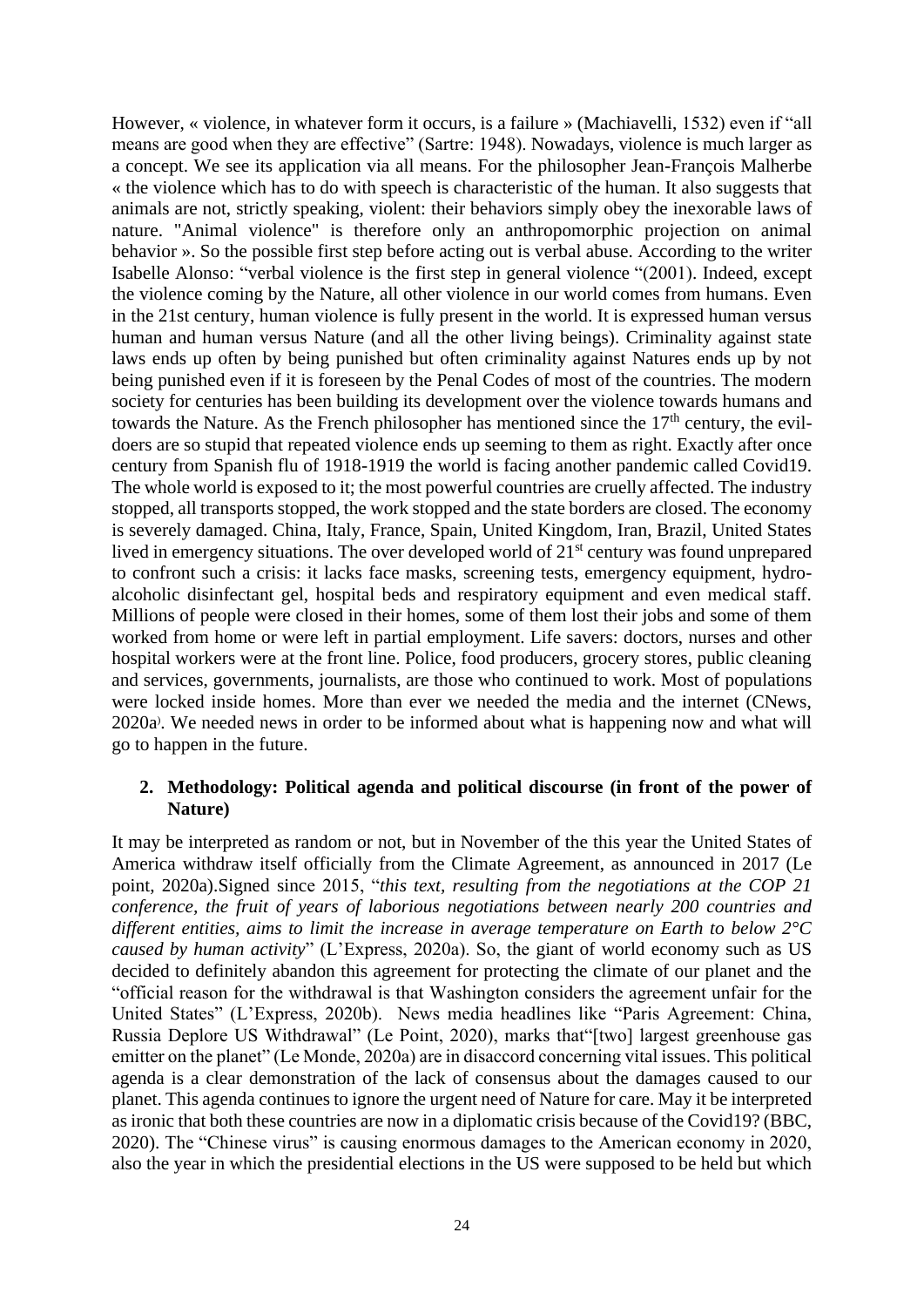However, « violence, in whatever form it occurs, is a failure » (Machiavelli, 1532) even if "all means are good when they are effective" (Sartre: 1948). Nowadays, violence is much larger as a concept. We see its application via all means. For the philosopher Jean-François Malherbe « the violence which has to do with speech is characteristic of the human. It also suggests that animals are not, strictly speaking, violent: their behaviors simply obey the inexorable laws of nature. "Animal violence" is therefore only an anthropomorphic projection on animal behavior ». So the possible first step before acting out is verbal abuse. According to the writer Isabelle Alonso: "verbal violence is the first step in general violence "(2001). Indeed, except the violence coming by the Nature, all other violence in our world comes from humans. Even in the 21st century, human violence is fully present in the world. It is expressed human versus human and human versus Nature (and all the other living beings). Criminality against state laws ends up often by being punished but often criminality against Natures ends up by not being punished even if it is foreseen by the Penal Codes of most of the countries. The modern society for centuries has been building its development over the violence towards humans and towards the Nature. As the French philosopher has mentioned since the 17th century, the evil-doers are so stupid that repeated violence ends up seeming to them as right. Exactly after once century from Spanish flu of 1918-1919 the world is facing another pandemic called Covid19. The whole world is exposed to it; the most powerful countries are cruelly affected. The industry stopped, all transports stopped, the work stopped and the state borders are closed. The economy is severely damaged. China, Italy, France, Spain, United Kingdom, Iran, Brazil, United States lived in emergency situations. The over developed world of 21st century was found unprepared to confront such a crisis: it lacks face masks, screening tests, emergency equipment, hydro-alcoholic disinfectant gel, hospital beds and respiratory equipment and even medical staff. Millions of people were closed in their homes, some of them lost their jobs and some of them worked from home or were left in partial employment. Life savers: doctors, nurses and other hospital workers were at the front line. Police, food producers, grocery stores, public cleaning and services, governments, journalists, are those who continued to work. Most of populations were locked inside homes. More than ever we needed the media and the internet (CNews, 2020a). We needed news in order to be informed about what is happening now and what will go to happen in the future.

## 2. Methodology: Political agenda and political discourse (in front of the power of Nature)

It may be interpreted as random or not, but in November of the this year the United States of America withdraw itself officially from the Climate Agreement, as announced in 2017 (Le point, 2020a).Signed since 2015, "*this text, resulting from the negotiations at the COP 21 conference, the fruit of years of laborious negotiations between nearly 200 countries and different entities, aims to limit the increase in average temperature on Earth to below 2°C caused by human activity*" (L'Express, 2020a). So, the giant of world economy such as US decided to definitely abandon this agreement for protecting the climate of our planet and the "official reason for the withdrawal is that Washington considers the agreement unfair for the United States" (L'Express, 2020b). News media headlines like "Paris Agreement: China, Russia Deplore US Withdrawal" (Le Point, 2020), marks that"[two] largest greenhouse gas emitter on the planet" (Le Monde, 2020a) are in disaccord concerning vital issues. This political agenda is a clear demonstration of the lack of consensus about the damages caused to our planet. This agenda continues to ignore the urgent need of Nature for care. May it be interpreted as ironic that both these countries are now in a diplomatic crisis because of the Covid19? (BBC, 2020). The "Chinese virus" is causing enormous damages to the American economy in 2020, also the year in which the presidential elections in the US were supposed to be held but which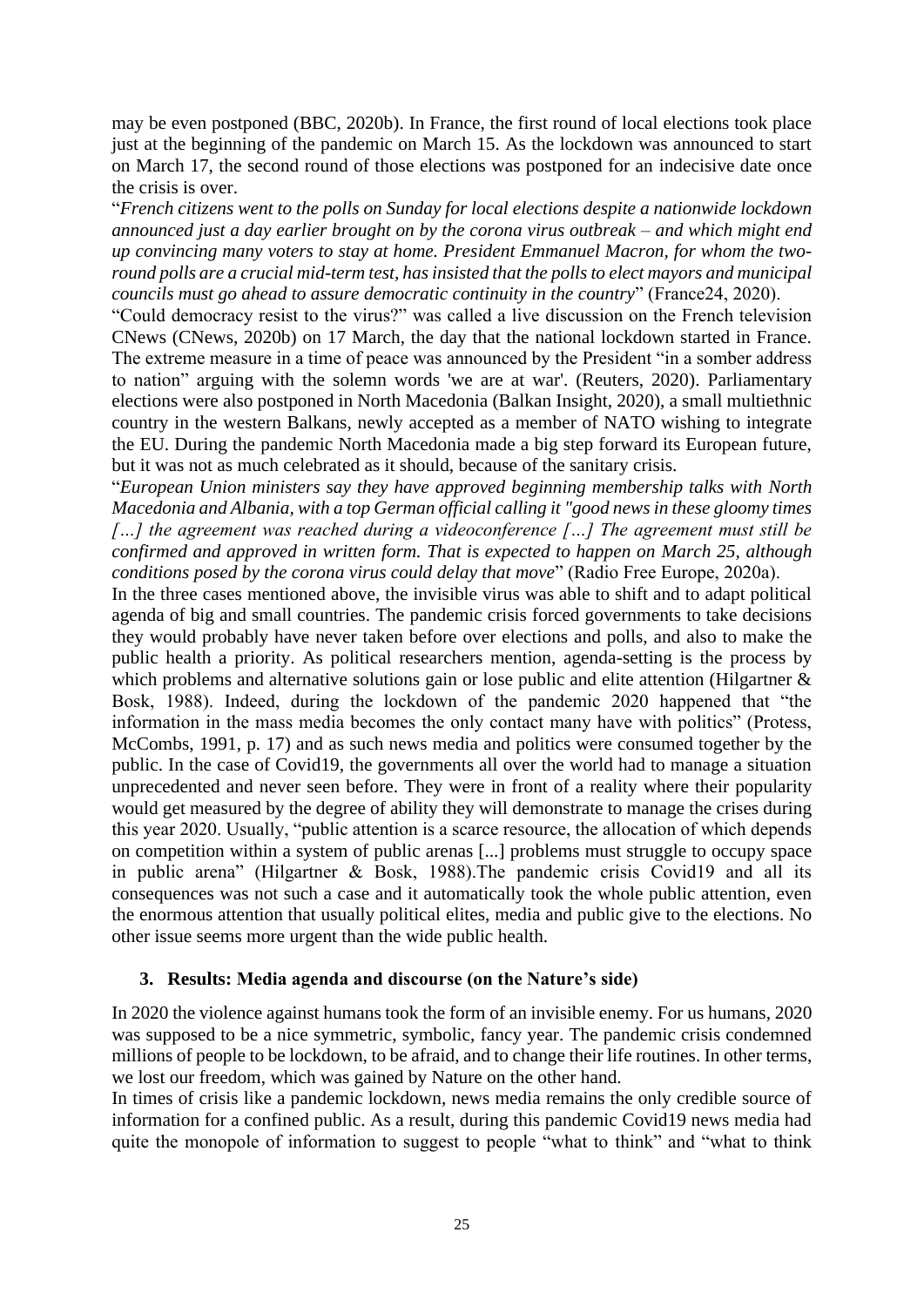may be even postponed (BBC, 2020b). In France, the first round of local elections took place just at the beginning of the pandemic on March 15. As the lockdown was announced to start on March 17, the second round of those elections was postponed for an indecisive date once the crisis is over.

"*French citizens went to the polls on Sunday for local elections despite a nationwide lockdown announced just a day earlier brought on by the corona virus outbreak – and which might end up convincing many voters to stay at home. President Emmanuel Macron, for whom the two-round polls are a crucial mid-term test, has insisted that the polls to elect mayors and municipal councils must go ahead to assure democratic continuity in the country*" (France24, 2020).

"Could democracy resist to the virus?" was called a live discussion on the French television CNews (CNews, 2020b) on 17 March, the day that the national lockdown started in France. The extreme measure in a time of peace was announced by the President "in a somber address to nation" arguing with the solemn words 'we are at war'. (Reuters, 2020). Parliamentary elections were also postponed in North Macedonia (Balkan Insight, 2020), a small multiethnic country in the western Balkans, newly accepted as a member of NATO wishing to integrate the EU. During the pandemic North Macedonia made a big step forward its European future, but it was not as much celebrated as it should, because of the sanitary crisis.

"*European Union ministers say they have approved beginning membership talks with North Macedonia and Albania, with a top German official calling it "good news in these gloomy times […] the agreement was reached during a videoconference […] The agreement must still be confirmed and approved in written form. That is expected to happen on March 25, although conditions posed by the corona virus could delay that move*" (Radio Free Europe, 2020a).

In the three cases mentioned above, the invisible virus was able to shift and to adapt political agenda of big and small countries. The pandemic crisis forced governments to take decisions they would probably have never taken before over elections and polls, and also to make the public health a priority. As political researchers mention, agenda-setting is the process by which problems and alternative solutions gain or lose public and elite attention (Hilgartner & Bosk, 1988). Indeed, during the lockdown of the pandemic 2020 happened that "the information in the mass media becomes the only contact many have with politics" (Protess, McCombs, 1991, p. 17) and as such news media and politics were consumed together by the public. In the case of Covid19, the governments all over the world had to manage a situation unprecedented and never seen before. They were in front of a reality where their popularity would get measured by the degree of ability they will demonstrate to manage the crises during this year 2020. Usually, "public attention is a scarce resource, the allocation of which depends on competition within a system of public arenas [...] problems must struggle to occupy space in public arena" (Hilgartner & Bosk, 1988).The pandemic crisis Covid19 and all its consequences was not such a case and it automatically took the whole public attention, even the enormous attention that usually political elites, media and public give to the elections. No other issue seems more urgent than the wide public health.

## 3. Results: Media agenda and discourse (on the Nature's side)

In 2020 the violence against humans took the form of an invisible enemy. For us humans, 2020 was supposed to be a nice symmetric, symbolic, fancy year. The pandemic crisis condemned millions of people to be lockdown, to be afraid, and to change their life routines. In other terms, we lost our freedom, which was gained by Nature on the other hand.

In times of crisis like a pandemic lockdown, news media remains the only credible source of information for a confined public. As a result, during this pandemic Covid19 news media had quite the monopole of information to suggest to people "what to think" and "what to think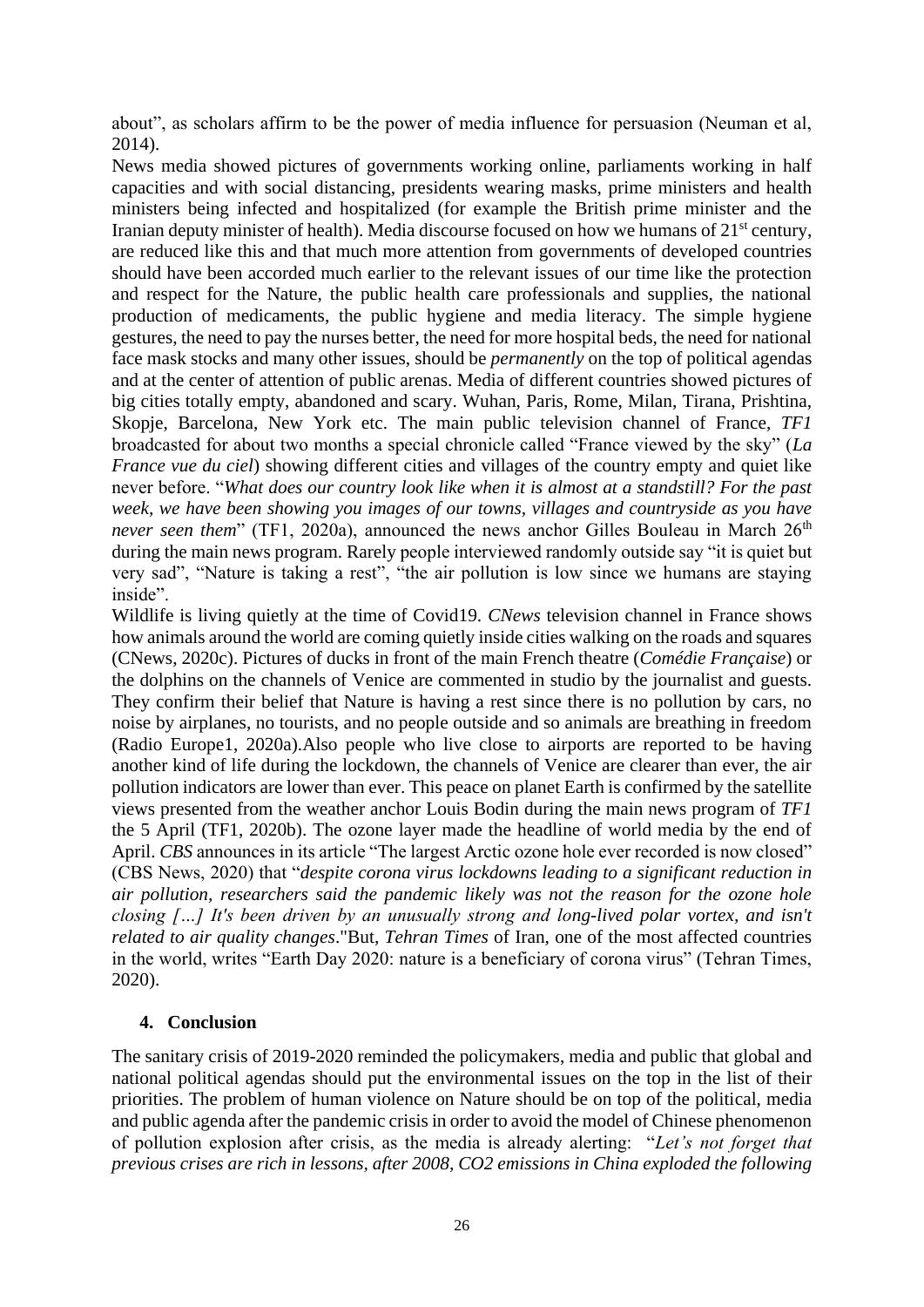about", as scholars affirm to be the power of media influence for persuasion (Neuman et al, 2014).

News media showed pictures of governments working online, parliaments working in half capacities and with social distancing, presidents wearing masks, prime ministers and health ministers being infected and hospitalized (for example the British prime minister and the Iranian deputy minister of health). Media discourse focused on how we humans of 21st century, are reduced like this and that much more attention from governments of developed countries should have been accorded much earlier to the relevant issues of our time like the protection and respect for the Nature, the public health care professionals and supplies, the national production of medicaments, the public hygiene and media literacy. The simple hygiene gestures, the need to pay the nurses better, the need for more hospital beds, the need for national face mask stocks and many other issues, should be *permanently* on the top of political agendas and at the center of attention of public arenas. Media of different countries showed pictures of big cities totally empty, abandoned and scary. Wuhan, Paris, Rome, Milan, Tirana, Prishtina, Skopje, Barcelona, New York etc. The main public television channel of France, *TF1* broadcasted for about two months a special chronicle called "France viewed by the sky" (*La France vue du ciel*) showing different cities and villages of the country empty and quiet like never before. "*What does our country look like when it is almost at a standstill? For the past week, we have been showing you images of our towns, villages and countryside as you have never seen them*" (TF1, 2020a), announced the news anchor Gilles Bouleau in March 26th during the main news program. Rarely people interviewed randomly outside say "it is quiet but very sad", "Nature is taking a rest", "the air pollution is low since we humans are staying inside".

Wildlife is living quietly at the time of Covid19. *CNews* television channel in France shows how animals around the world are coming quietly inside cities walking on the roads and squares (CNews, 2020c). Pictures of ducks in front of the main French theatre (*Comédie Française*) or the dolphins on the channels of Venice are commented in studio by the journalist and guests. They confirm their belief that Nature is having a rest since there is no pollution by cars, no noise by airplanes, no tourists, and no people outside and so animals are breathing in freedom (Radio Europe1, 2020a).Also people who live close to airports are reported to be having another kind of life during the lockdown, the channels of Venice are clearer than ever, the air pollution indicators are lower than ever. This peace on planet Earth is confirmed by the satellite views presented from the weather anchor Louis Bodin during the main news program of *TF1* the 5 April (TF1, 2020b). The ozone layer made the headline of world media by the end of April. *CBS* announces in its article "The largest Arctic ozone hole ever recorded is now closed" (CBS News, 2020) that "*despite corona virus lockdowns leading to a significant reduction in air pollution, researchers said the pandemic likely was not the reason for the ozone hole closing […] It's been driven by an unusually strong and long-lived polar vortex, and isn't related to air quality changes*."But, *Tehran Times* of Iran, one of the most affected countries in the world, writes "Earth Day 2020: nature is a beneficiary of corona virus" (Tehran Times, 2020).

## 4. Conclusion

The sanitary crisis of 2019-2020 reminded the policymakers, media and public that global and national political agendas should put the environmental issues on the top in the list of their priorities. The problem of human violence on Nature should be on top of the political, media and public agenda after the pandemic crisis in order to avoid the model of Chinese phenomenon of pollution explosion after crisis, as the media is already alerting: "*Let's not forget that previous crises are rich in lessons, after 2008, $CO_2$ emissions in China exploded the following*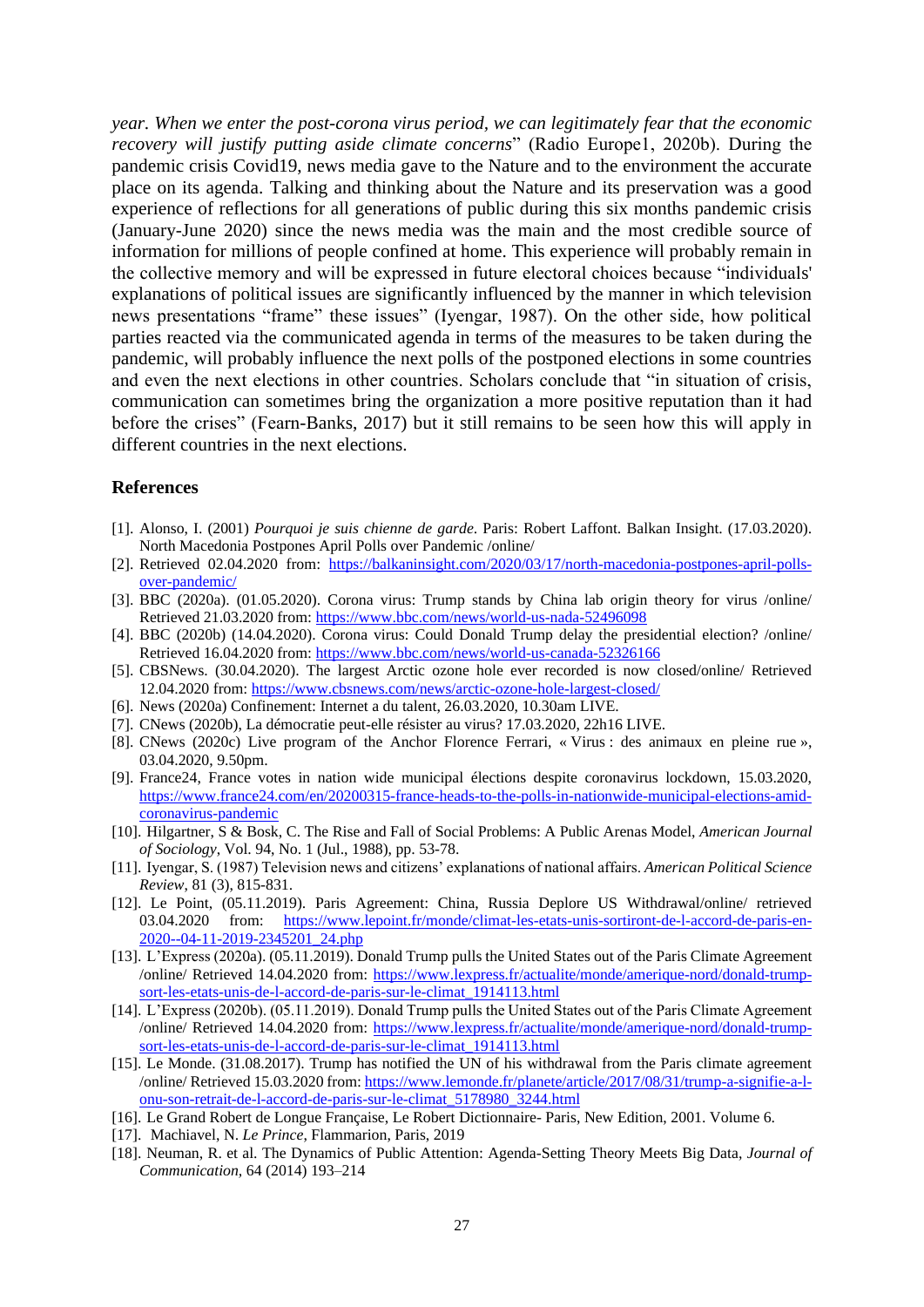*year. When we enter the post-corona virus period, we can legitimately fear that the economic recovery will justify putting aside climate concerns*" (Radio Europe1, 2020b). During the pandemic crisis Covid19, news media gave to the Nature and to the environment the accurate place on its agenda. Talking and thinking about the Nature and its preservation was a good experience of reflections for all generations of public during this six months pandemic crisis (January-June 2020) since the news media was the main and the most credible source of information for millions of people confined at home. This experience will probably remain in the collective memory and will be expressed in future electoral choices because "individuals' explanations of political issues are significantly influenced by the manner in which television news presentations "frame" these issues" (Iyengar, 1987). On the other side, how political parties reacted via the communicated agenda in terms of the measures to be taken during the pandemic, will probably influence the next polls of the postponed elections in some countries and even the next elections in other countries. Scholars conclude that "in situation of crisis, communication can sometimes bring the organization a more positive reputation than it had before the crises" (Fearn-Banks, 2017) but it still remains to be seen how this will apply in different countries in the next elections.

## References

[1]. Alonso, I. (2001) *Pourquoi je suis chienne de garde*. Paris: Robert Laffont. Balkan Insight. (17.03.2020). North Macedonia Postpones April Polls over Pandemic /online/

[2]. Retrieved 02.04.2020 from: https://balkaninsight.com/2020/03/17/north-macedonia-postpones-april-polls-over-pandemic/

[3]. BBC (2020a). (01.05.2020). Corona virus: Trump stands by China lab origin theory for virus /online/ Retrieved 21.03.2020 from: https://www.bbc.com/news/world-us-nada-52496098

[4]. BBC (2020b) (14.04.2020). Corona virus: Could Donald Trump delay the presidential election? /online/ Retrieved 16.04.2020 from: https://www.bbc.com/news/world-us-canada-52326166

[5]. CBSNews. (30.04.2020). The largest Arctic ozone hole ever recorded is now closed/online/ Retrieved 12.04.2020 from: https://www.cbsnews.com/news/arctic-ozone-hole-largest-closed/

[6]. News (2020a) Confinement: Internet a du talent, 26.03.2020, 10.30am LIVE.

[7]. CNews (2020b), La démocratie peut-elle résister au virus? 17.03.2020, 22h16 LIVE.

[8]. CNews (2020c) Live program of the Anchor Florence Ferrari, « Virus : des animaux en pleine rue », 03.04.2020, 9.50pm.

[9]. France24, France votes in nation wide municipal élections despite coronavirus lockdown, 15.03.2020, https://www.france24.com/en/20200315-france-heads-to-the-polls-in-nationwide-municipal-elections-amid-coronavirus-pandemic

[10]. Hilgartner, S & Bosk, C. The Rise and Fall of Social Problems: A Public Arenas Model, *American Journal of Sociology*, Vol. 94, No. 1 (Jul., 1988), pp. 53-78.

[11]. Iyengar, S. (1987) Television news and citizens' explanations of national affairs. *American Political Science Review*, 81 (3), 815-831.

[12]. Le Point, (05.11.2019). Paris Agreement: China, Russia Deplore US Withdrawal/online/ retrieved 03.04.2020 from: https://www.lepoint.fr/monde/climat-les-etats-unis-sortiront-de-l-accord-de-paris-en-2020--04-11-2019-2345201_24.php

[13]. L'Express (2020a). (05.11.2019). Donald Trump pulls the United States out of the Paris Climate Agreement /online/ Retrieved 14.04.2020 from: https://www.lexpress.fr/actualite/monde/amerique-nord/donald-trump-sort-les-etats-unis-de-l-accord-de-paris-sur-le-climat_1914113.html

[14]. L'Express (2020b). (05.11.2019). Donald Trump pulls the United States out of the Paris Climate Agreement /online/ Retrieved 14.04.2020 from: https://www.lexpress.fr/actualite/monde/amerique-nord/donald-trump-sort-les-etats-unis-de-l-accord-de-paris-sur-le-climat_1914113.html

[15]. Le Monde. (31.08.2017). Trump has notified the UN of his withdrawal from the Paris climate agreement /online/ Retrieved 15.03.2020 from: https://www.lemonde.fr/planete/article/2017/08/31/trump-a-signifie-a-l-onu-son-retrait-de-l-accord-de-paris-sur-le-climat_5178980_3244.html

[16]. Le Grand Robert de Longue Française, Le Robert Dictionnaire- Paris, New Edition, 2001. Volume 6.

[17]. Machiavel, N. *Le Prince*, Flammarion, Paris, 2019

[18]. Neuman, R. et al. The Dynamics of Public Attention: Agenda-Setting Theory Meets Big Data, *Journal of Communication*, 64 (2014) 193–214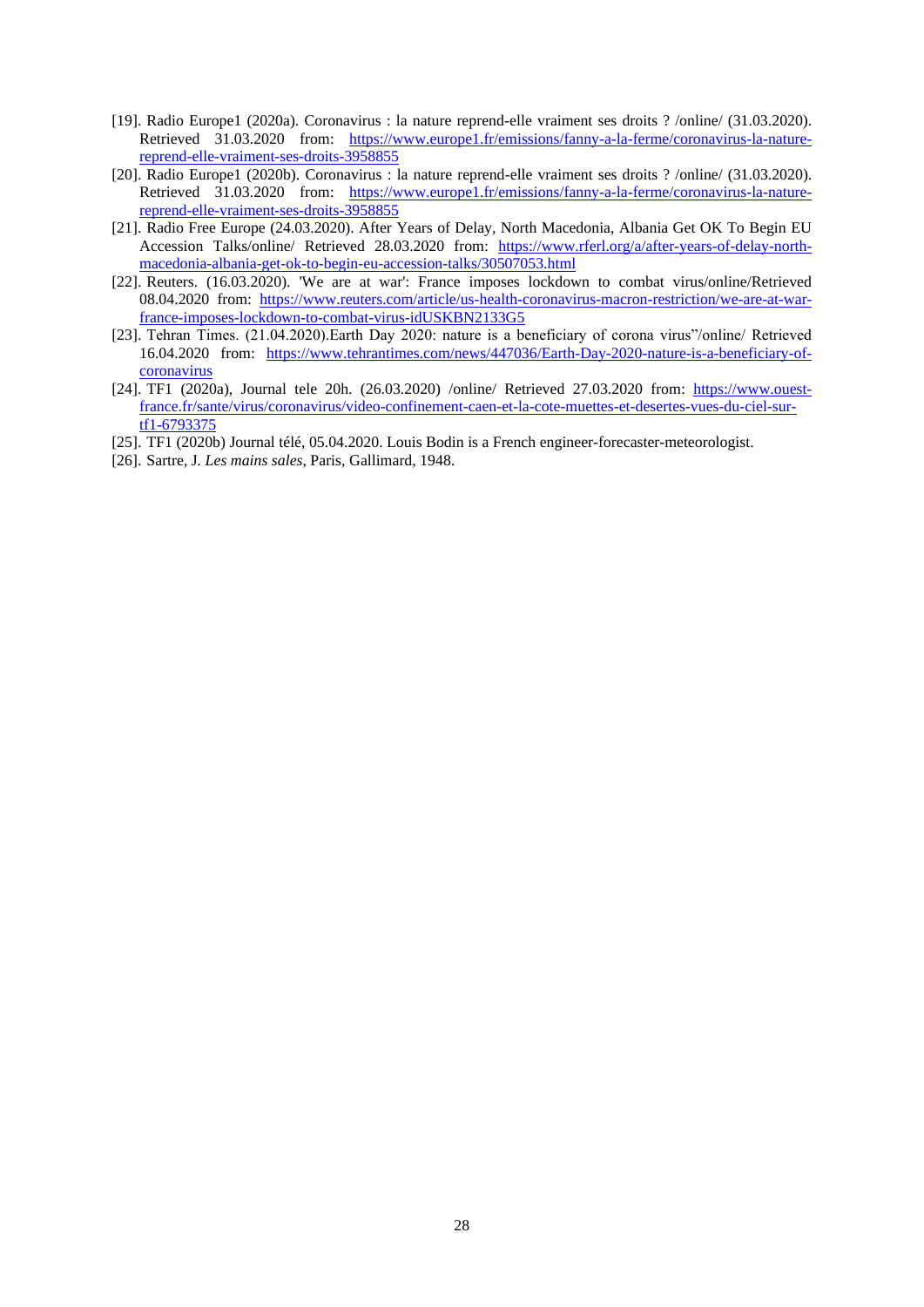[19]. Radio Europe1 (2020a). Coronavirus : la nature reprend-elle vraiment ses droits ? /online/ (31.03.2020). Retrieved 31.03.2020 from: https://www.europe1.fr/emissions/fanny-a-la-ferme/coronavirus-la-nature-reprend-elle-vraiment-ses-droits-3958855

[20]. Radio Europe1 (2020b). Coronavirus : la nature reprend-elle vraiment ses droits ? /online/ (31.03.2020). Retrieved 31.03.2020 from: https://www.europe1.fr/emissions/fanny-a-la-ferme/coronavirus-la-nature-reprend-elle-vraiment-ses-droits-3958855

[21]. Radio Free Europe (24.03.2020). After Years of Delay, North Macedonia, Albania Get OK To Begin EU Accession Talks/online/ Retrieved 28.03.2020 from: https://www.rferl.org/a/after-years-of-delay-north-macedonia-albania-get-ok-to-begin-eu-accession-talks/30507053.html

[22]. Reuters. (16.03.2020). 'We are at war': France imposes lockdown to combat virus/online/Retrieved 08.04.2020 from: https://www.reuters.com/article/us-health-coronavirus-macron-restriction/we-are-at-war-france-imposes-lockdown-to-combat-virus-idUSKBN2133G5

[23]. Tehran Times. (21.04.2020).Earth Day 2020: nature is a beneficiary of corona virus"/online/ Retrieved 16.04.2020 from: https://www.tehrantimes.com/news/447036/Earth-Day-2020-nature-is-a-beneficiary-of-coronavirus

[24]. TF1 (2020a), Journal tele 20h. (26.03.2020) /online/ Retrieved 27.03.2020 from: https://www.ouest-france.fr/sante/virus/coronavirus/video-confinement-caen-et-la-cote-muettes-et-desertes-vues-du-ciel-sur-tf1-6793375

[25]. TF1 (2020b) Journal télé, 05.04.2020. Louis Bodin is a French engineer-forecaster-meteorologist.

[26]. Sartre, J. *Les mains sales*, Paris, Gallimard, 1948.